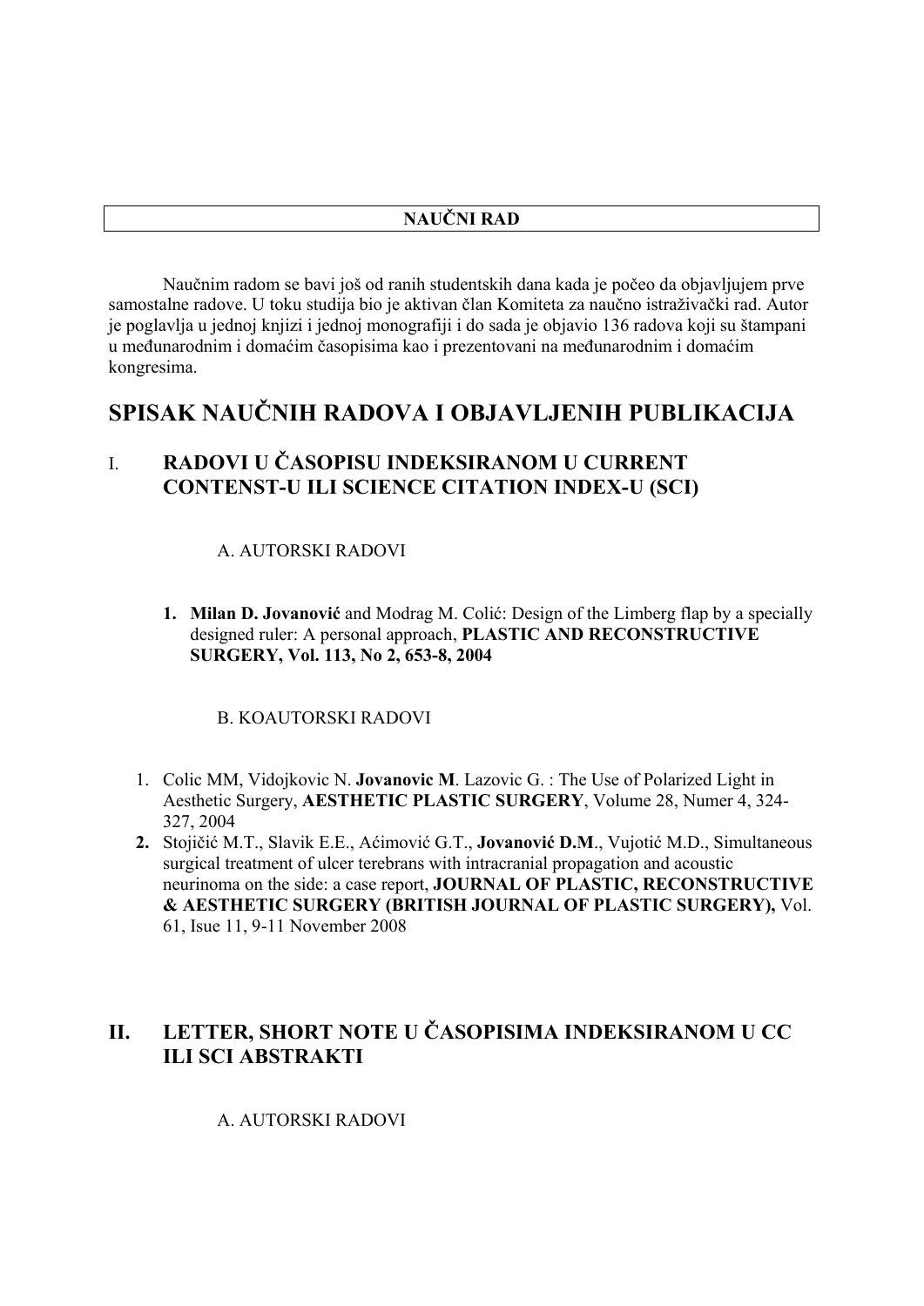**NAUČNI RAD**

Naučnim radom se bavi još od ranih studentskih dana kada je počeo da objavljujem prve samostalne radove. U toku studija bio je aktivan član Komiteta za naučno istraživački rad. Autor je poglavlja u jednoj knjizi i jednoj monografiji i do sada je objavio 136 radova koji su štampani u međunarodnim i domaćim časopisima kao i prezentovani na međunarodnim i domaćim kongresima.

# SPISAK NAUČNIH RADOVA I OBJAVLJENIH PUBLIKACIJA

## I. RADOVI U ČASOPISU INDEKSIRANOM U CURRENT CONTENST-U ILI SCIENCE CITATION INDEX-U (SCI)

### A. AUTORSKI RADOVI

1. **Milan D. Jovanović** and Modrag M. Colić: Design of the Limberg flap by a specially designed ruler: A personal approach, **PLASTIC AND RECONSTRUCTIVE SURGERY, Vol. 113, No 2, 653-8, 2004**

### B. KOAUTORSKI RADOVI

1. Colic MM, Vidojkovic N. **Jovanovic M**. Lazovic G. : The Use of Polarized Light in Aesthetic Surgery, **AESTHETIC PLASTIC SURGERY**, Volume 28, Numer 4, 324-327, 2004
2. Stojičić M.T., Slavik E.E., Aćimović G.T., **Jovanović D.M**., Vujotić M.D., Simultaneous surgical treatment of ulcer terebrans with intracranial propagation and acoustic neurinoma on the side: a case report, **JOURNAL OF PLASTIC, RECONSTRUCTIVE & AESTHETIC SURGERY (BRITISH JOURNAL OF PLASTIC SURGERY),** Vol. 61, Isue 11, 9-11 November 2008

## II. LETTER, SHORT NOTE U ČASOPISIMA INDEKSIRANOM U CC ILI SCI ABSTRAKTI

### A. AUTORSKI RADOVI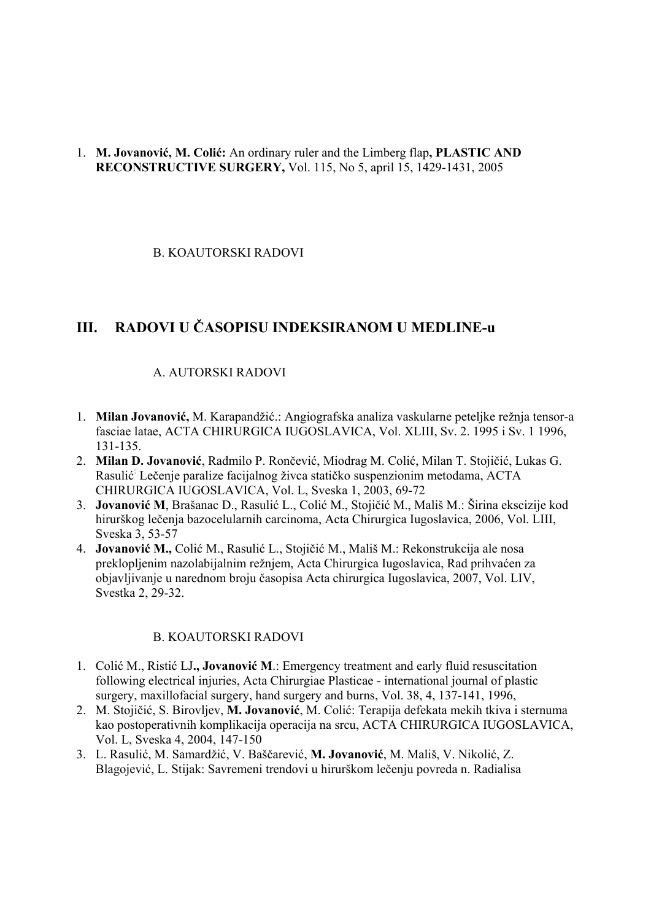1. **M. Jovanović, M. Colić:** An ordinary ruler and the Limberg flap**, PLASTIC AND RECONSTRUCTIVE SURGERY,** Vol. 115, No 5, april 15, 1429-1431, 2005

B. KOAUTORSKI RADOVI

## III. RADOVI U ČASOPISU INDEKSIRANOM U MEDLINE-u

A. AUTORSKI RADOVI

1. **Milan Jovanović,** M. Karapandžić.: Angiografska analiza vaskularne peteljke režnja tensor-a fasciae latae, ACTA CHIRURGICA IUGOSLAVICA, Vol. XLIII, Sv. 2. 1995 i Sv. 1 1996, 131-135.
2. **Milan D. Jovanović**, Radmilo P. Rončević, Miodrag M. Colić, Milan T. Stojičić, Lukas G. Rasulić Lečenje paralize facijalnog živca statičko suspenzionim metodama, ACTA CHIRURGICA IUGOSLAVICA, Vol. L, Sveska 1, 2003, 69-72
3. **Jovanović M**, Brašanac D., Rasulić L., Colić M., Stojičić M., Mališ M.: Širina ekscizije kod hirurškog lečenja bazocelularnih carcinoma, Acta Chirurgica Iugoslavica, 2006, Vol. LIII, Sveska 3, 53-57
4. **Jovanović M.,** Colić M., Rasulić L., Stojičić M., Mališ M.: Rekonstrukcija ale nosa preklopljenim nazolabijalnim režnjem, Acta Chirurgica Iugoslavica, Rad prihvaćen za objavljivanje u narednom broju časopisa Acta chirurgica Iugoslavica, 2007, Vol. LIV, Svestka 2, 29-32.

B. KOAUTORSKI RADOVI

1. Colić M., Ristić LJ**., Jovanović M**.: Emergency treatment and early fluid resuscitation following electrical injuries, Acta Chirurgiae Plasticae - international journal of plastic surgery, maxillofacial surgery, hand surgery and burns, Vol. 38, 4, 137-141, 1996,
2. M. Stojičić, S. Birovljev, **M. Jovanović**, M. Colić: Terapija defekata mekih tkiva i sternuma kao postoperativnih komplikacija operacija na srcu, ACTA CHIRURGICA IUGOSLAVICA, Vol. L, Sveska 4, 2004, 147-150
3. L. Rasulić, M. Samardžić, V. Baščarević, **M. Jovanović**, M. Mališ, V. Nikolić, Z. Blagojević, L. Stijak: Savremeni trendovi u hirurškom lečenju povreda n. Radialisa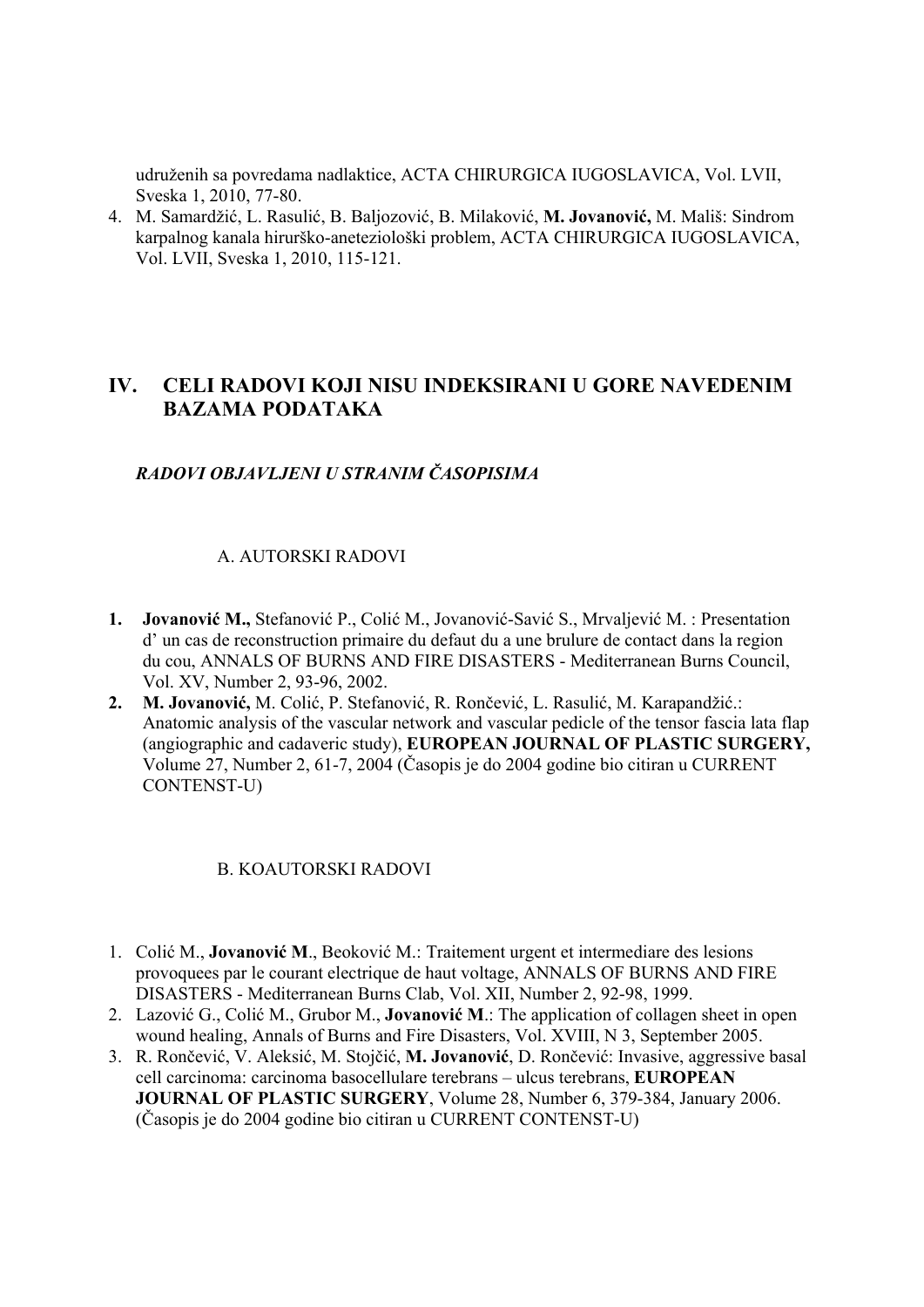udruženih sa povredama nadlaktice, ACTA CHIRURGICA IUGOSLAVICA, Vol. LVII, Sveska 1, 2010, 77-80.

4. M. Samardžić, L. Rasulić, B. Baljozović, B. Milaković, **M. Jovanović,** M. Mališ: Sindrom karpalnog kanala hirurško-aneteziološki problem, ACTA CHIRURGICA IUGOSLAVICA, Vol. LVII, Sveska 1, 2010, 115-121.

## IV. CELI RADOVI KOJI NISU INDEKSIRANI U GORE NAVEDENIM BAZAMA PODATAKA

### *RADOVI OBJAVLJENI U STRANIM ČASOPISIMA*

#### A. AUTORSKI RADOVI

1. **Jovanović M.,** Stefanović P., Colić M., Jovanović-Savić S., Mrvaljević M. : Presentation d' un cas de reconstruction primaire du defaut du a une brulure de contact dans la region du cou, ANNALS OF BURNS AND FIRE DISASTERS - Mediterranean Burns Council, Vol. XV, Number 2, 93-96, 2002.
2. **M. Jovanović,** M. Colić, P. Stefanović, R. Rončević, L. Rasulić, M. Karapandžić.: Anatomic analysis of the vascular network and vascular pedicle of the tensor fascia lata flap (angiographic and cadaveric study), **EUROPEAN JOURNAL OF PLASTIC SURGERY,** Volume 27, Number 2, 61-7, 2004 (Časopis je do 2004 godine bio citiran u CURRENT CONTENST-U)

#### B. KOAUTORSKI RADOVI

1. Colić M., **Jovanović M**., Beoković M.: Traitement urgent et intermediare des lesions provoquees par le courant electrique de haut voltage, ANNALS OF BURNS AND FIRE DISASTERS - Mediterranean Burns Clab, Vol. XII, Number 2, 92-98, 1999.
2. Lazović G., Colić M., Grubor M., **Jovanović M**.: The application of collagen sheet in open wound healing, Annals of Burns and Fire Disasters, Vol. XVIII, N 3, September 2005.
3. R. Rončević, V. Aleksić, M. Stojčić, **M. Jovanović**, D. Rončević: Invasive, aggressive basal cell carcinoma: carcinoma basocellulare terebrans – ulcus terebrans, **EUROPEAN JOURNAL OF PLASTIC SURGERY**, Volume 28, Number 6, 379-384, January 2006. (Časopis je do 2004 godine bio citiran u CURRENT CONTENST-U)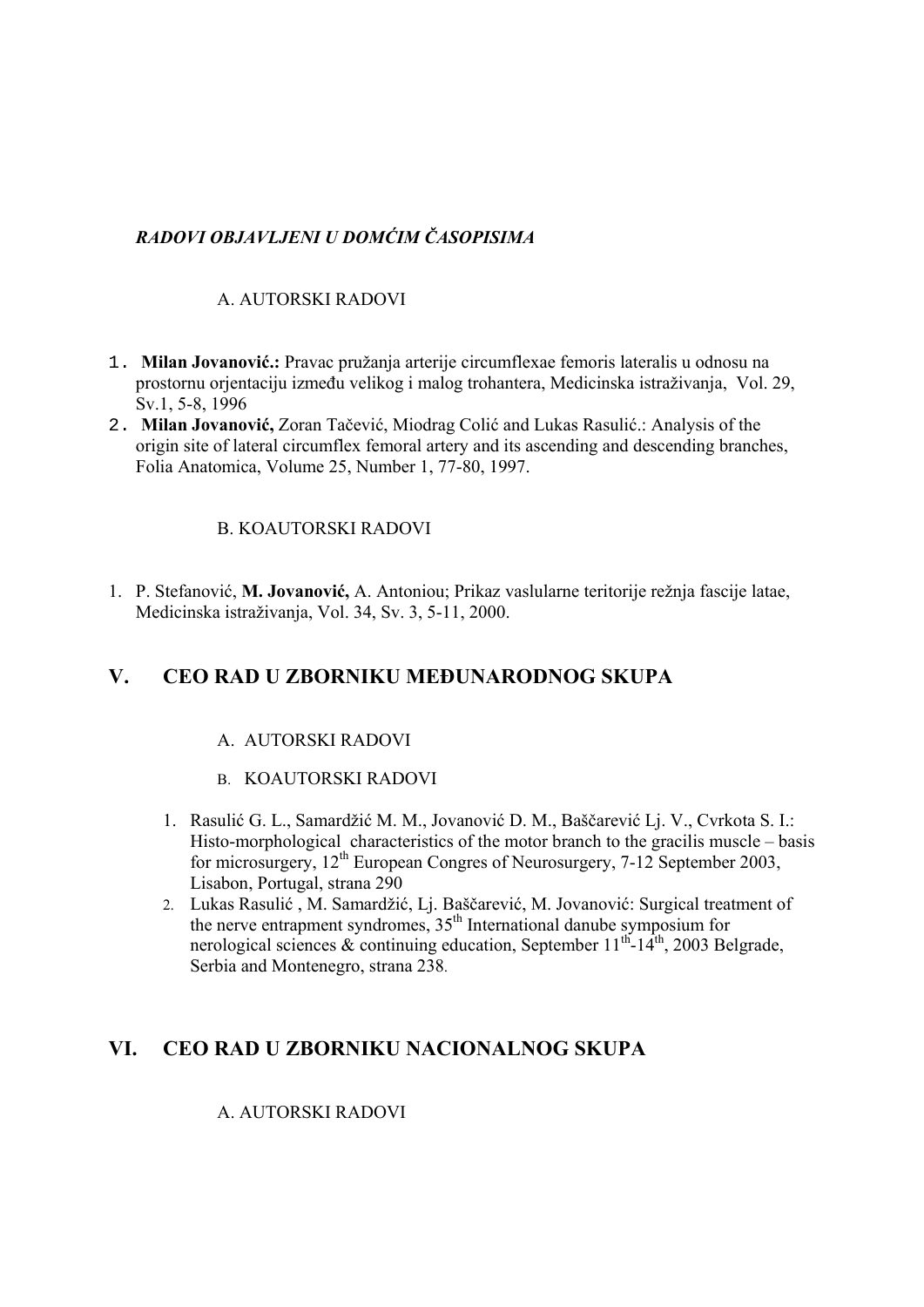***RADOVI OBJAVLJENI U DOMĆIM ČASOPISIMA***

A. AUTORSKI RADOVI

1. **Milan Jovanović.:** Pravac pružanja arterije circumflexae femoris lateralis u odnosu na prostornu orjentaciju između velikog i malog trohantera, Medicinska istraživanja, Vol. 29, Sv.1, 5-8, 1996
2. **Milan Jovanović,** Zoran Tačević, Miodrag Colić and Lukas Rasulić.: Analysis of the origin site of lateral circumflex femoral artery and its ascending and descending branches, Folia Anatomica, Volume 25, Number 1, 77-80, 1997.

B. KOAUTORSKI RADOVI

1. P. Stefanović, **M. Jovanović,** A. Antoniou; Prikaz vaslularne teritorije režnja fascije latae, Medicinska istraživanja, Vol. 34, Sv. 3, 5-11, 2000.

## V. CEO RAD U ZBORNIKU MEĐUNARODNOG SKUPA

A. AUTORSKI RADOVI

B. KOAUTORSKI RADOVI

1. Rasulić G. L., Samardžić M. M., Jovanović D. M., Baščarević Lj. V., Cvrkota S. I.: Histo-morphological characteristics of the motor branch to the gracilis muscle – basis for microsurgery, 12th European Congres of Neurosurgery, 7-12 September 2003, Lisabon, Portugal, strana 290
2. Lukas Rasulić , M. Samardžić, Lj. Baščarević, M. Jovanović: Surgical treatment of the nerve entrapment syndromes, 35th International danube symposium for nerological sciences & continuing education, September 11th-14th, 2003 Belgrade, Serbia and Montenegro, strana 238.

## VI. CEO RAD U ZBORNIKU NACIONALNOG SKUPA

A. AUTORSKI RADOVI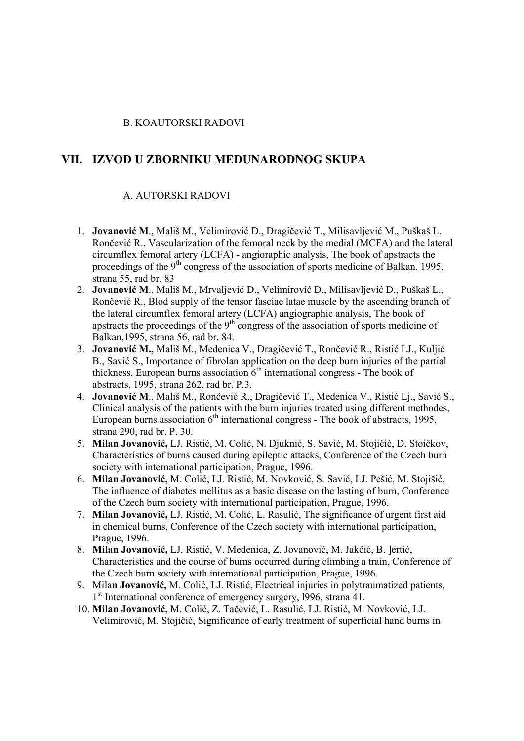B. KOAUTORSKI RADOVI

## VII. IZVOD U ZBORNIKU MEĐUNARODNOG SKUPA

A. AUTORSKI RADOVI

1. **Jovanović M**., Mališ M., Velimirović D., Dragičević T., Milisavljević M., Puškaš L. Rončević R., Vascularization of the femoral neck by the medial (MCFA) and the lateral circumflex femoral artery (LCFA) - angioraphic analysis, The book of apstracts the proceedings of the 9th congress of the association of sports medicine of Balkan, 1995, strana 55, rad br. 83
2. **Jovanović M**., Mališ M., Mrvaljević D., Velimirović D., Milisavljević D., Puškaš L., Rončević R., Blod supply of the tensor fasciae latae muscle by the ascending branch of the lateral circumflex femoral artery (LCFA) angiographic analysis, The book of apstracts the proceedings of the 9th congress of the association of sports medicine of Balkan,1995, strana 56, rad br. 84.
3. **Jovanović M.,** Mališ M., Medenica V., Dragičević T., Rončević R., Ristić LJ., Kuljić B., Savić S., Importance of fibrolan application on the deep burn injuries of the partial thickness, European burns association 6th international congress - The book of abstracts, 1995, strana 262, rad br. P.3.
4. **Jovanović M**., Mališ M., Rončević R., Dragičević T., Medenica V., Ristić Lj., Savić S., Clinical analysis of the patients with the burn injuries treated using different methodes, European burns association 6th international congress - The book of abstracts, 1995, strana 290, rad br. P. 30.
5. **Milan Jovanović,** LJ. Ristić, M. Colić, N. Djuknić, S. Savić, M. Stojičić, D. Stoičkov, Characteristics of burns caused during epileptic attacks, Conference of the Czech burn society with international participation, Prague, 1996.
6. **Milan Jovanović,** M. Colić, LJ. Ristić, M. Novković, S. Savić, LJ. Pešić, M. Stojišić, The influence of diabetes mellitus as a basic disease on the lasting of burn, Conference of the Czech burn society with international participation, Prague, 1996.
7. **Milan Jovanović,** LJ. Ristić, M. Colić, L. Rasulić, The significance of urgent first aid in chemical burns, Conference of the Czech society with international participation, Prague, 1996.
8. **Milan Jovanović,** LJ. Ristić, V. Medenica, Z. Jovanović, M. Jakčić, B. ]ertić, Characteristics and the course of burns occurred during climbing a train, Conference of the Czech burn society with international participation, Prague, 1996.
9. Mila**n Jovanović,** M. Colić, LJ. Ristić, Electrical injuries in polytraumatized patients, 1st International conference of emergency surgery, l996, strana 41.
10. **Milan Jovanović,** M. Colić, Z. Tačević, L. Rasulić, LJ. Ristić, M. Novković, LJ. Velimirović, M. Stojičić, Significance of early treatment of superficial hand burns in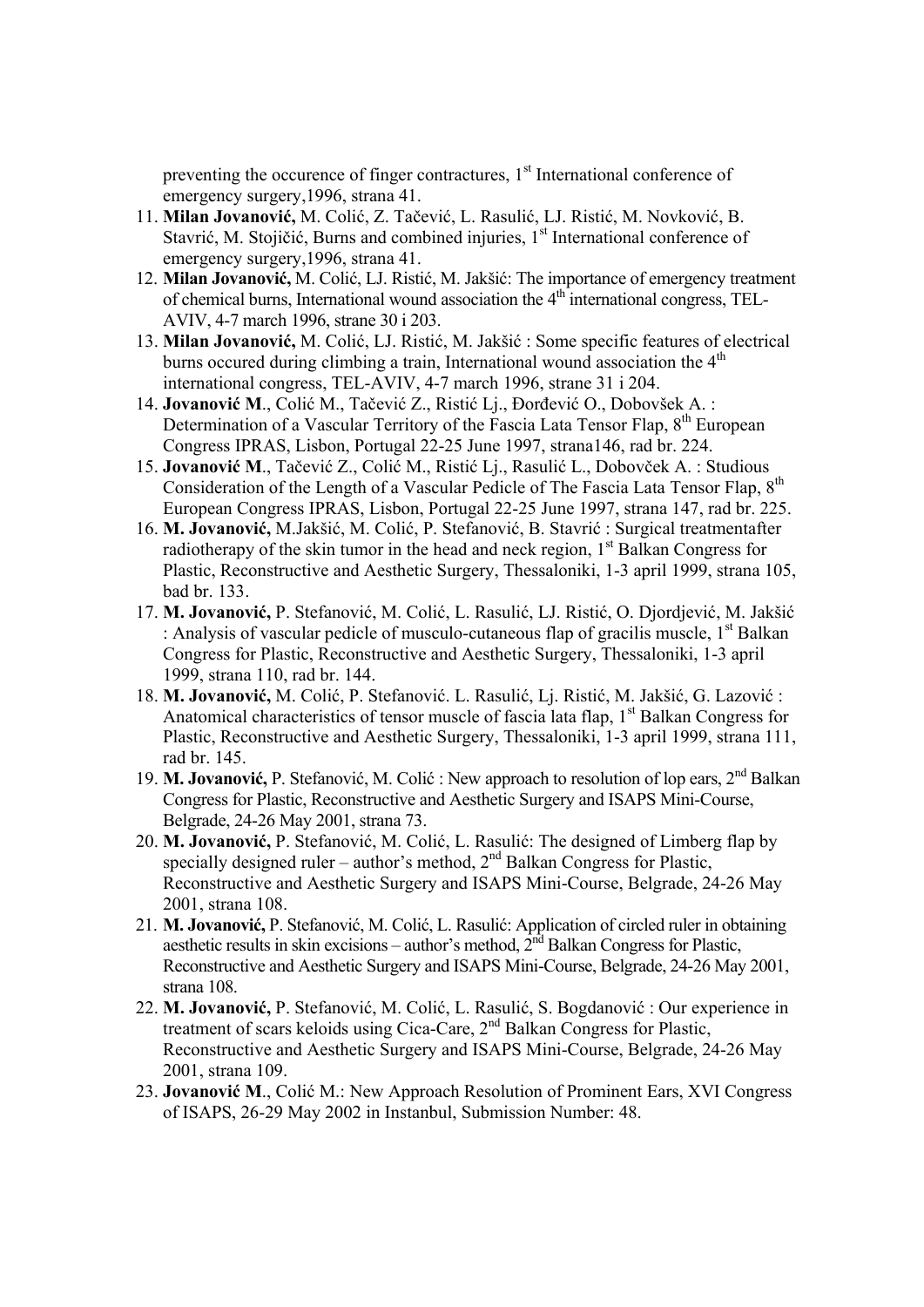preventing the occurence of finger contractures, 1st International conference of emergency surgery,1996, strana 41.

11. **Milan Jovanović,** M. Colić, Z. Tačević, L. Rasulić, LJ. Ristić, M. Novković, B. Stavrić, M. Stojičić, Burns and combined injuries, 1st International conference of emergency surgery,1996, strana 41.
12. **Milan Jovanović,** M. Colić, LJ. Ristić, M. Jakšić: The importance of emergency treatment of chemical burns, International wound association the 4th international congress, TEL-AVIV, 4-7 march 1996, strane 30 i 203.
13. **Milan Jovanović,** M. Colić, LJ. Ristić, M. Jakšić : Some specific features of electrical burns occured during climbing a train, International wound association the 4th international congress, TEL-AVIV, 4-7 march 1996, strane 31 i 204.
14. **Jovanović M**., Colić M., Tačević Z., Ristić Lj., Đorđević O., Dobovšek A. : Determination of a Vascular Territory of the Fascia Lata Tensor Flap, 8th European Congress IPRAS, Lisbon, Portugal 22-25 June 1997, strana146, rad br. 224.
15. **Jovanović M**., Tačević Z., Colić M., Ristić Lj., Rasulić L., Dobovček A. : Studious Consideration of the Length of a Vascular Pedicle of The Fascia Lata Tensor Flap, 8th European Congress IPRAS, Lisbon, Portugal 22-25 June 1997, strana 147, rad br. 225.
16. **M. Jovanović,** M.Jakšić, M. Colić, P. Stefanović, B. Stavrić : Surgical treatmentafter radiotherapy of the skin tumor in the head and neck region, 1st Balkan Congress for Plastic, Reconstructive and Aesthetic Surgery, Thessaloniki, 1-3 april 1999, strana 105, bad br. 133.
17. **M. Jovanović,** P. Stefanović, M. Colić, L. Rasulić, LJ. Ristić, O. Djordjević, M. Jakšić : Analysis of vascular pedicle of musculo-cutaneous flap of gracilis muscle, 1st Balkan Congress for Plastic, Reconstructive and Aesthetic Surgery, Thessaloniki, 1-3 april 1999, strana 110, rad br. 144.
18. **M. Jovanović,** M. Colić, P. Stefanović. L. Rasulić, Lj. Ristić, M. Jakšić, G. Lazović : Anatomical characteristics of tensor muscle of fascia lata flap, 1st Balkan Congress for Plastic, Reconstructive and Aesthetic Surgery, Thessaloniki, 1-3 april 1999, strana 111, rad br. 145.
19. **M. Jovanović,** P. Stefanović, M. Colić : New approach to resolution of lop ears, 2nd Balkan Congress for Plastic, Reconstructive and Aesthetic Surgery and ISAPS Mini-Course, Belgrade, 24-26 May 2001, strana 73.
20. **M. Jovanović,** P. Stefanović, M. Colić, L. Rasulić: The designed of Limberg flap by specially designed ruler – author's method, 2nd Balkan Congress for Plastic, Reconstructive and Aesthetic Surgery and ISAPS Mini-Course, Belgrade, 24-26 May 2001, strana 108.
21. **M. Jovanović,** P. Stefanović, M. Colić, L. Rasulić: Application of circled ruler in obtaining aesthetic results in skin excisions – author's method, 2nd Balkan Congress for Plastic, Reconstructive and Aesthetic Surgery and ISAPS Mini-Course, Belgrade, 24-26 May 2001, strana 108.
22. **M. Jovanović,** P. Stefanović, M. Colić, L. Rasulić, S. Bogdanović : Our experience in treatment of scars keloids using Cica-Care, 2nd Balkan Congress for Plastic, Reconstructive and Aesthetic Surgery and ISAPS Mini-Course, Belgrade, 24-26 May 2001, strana 109.
23. **Jovanović M**., Colić M.: New Approach Resolution of Prominent Ears, XVI Congress of ISAPS, 26-29 May 2002 in Instanbul, Submission Number: 48.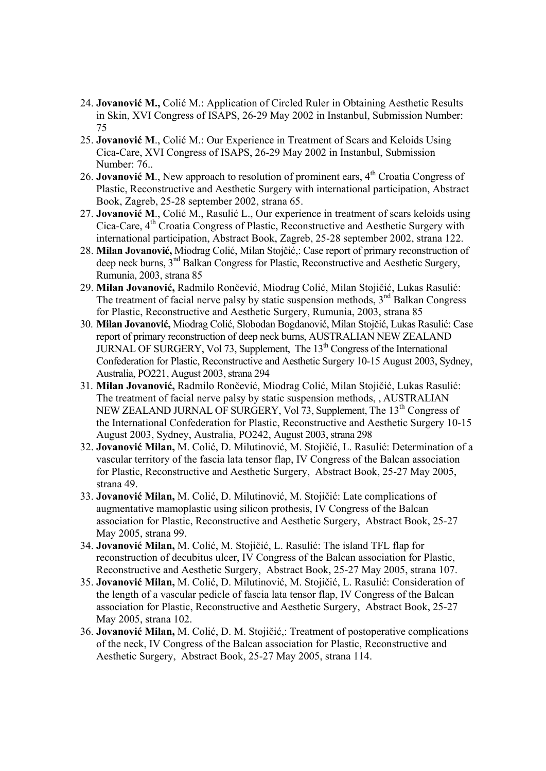24. **Jovanović M.,** Colić M.: Application of Circled Ruler in Obtaining Aesthetic Results in Skin, XVI Congress of ISAPS, 26-29 May 2002 in Instanbul, Submission Number: 75
25. **Jovanović M**., Colić M.: Our Experience in Treatment of Scars and Keloids Using Cica-Care, XVI Congress of ISAPS, 26-29 May 2002 in Instanbul, Submission Number: 76..
26. **Jovanović M**., New approach to resolution of prominent ears, 4th Croatia Congress of Plastic, Reconstructive and Aesthetic Surgery with international participation, Abstract Book, Zagreb, 25-28 september 2002, strana 65.
27. **Jovanović M**., Colić M., Rasulić L., Our experience in treatment of scars keloids using Cica-Care, 4th Croatia Congress of Plastic, Reconstructive and Aesthetic Surgery with international participation, Abstract Book, Zagreb, 25-28 september 2002, strana 122.
28. **Milan Jovanović,** Miodrag Colić, Milan Stojčić,: Case report of primary reconstruction of deep neck burns, 3nd Balkan Congress for Plastic, Reconstructive and Aesthetic Surgery, Rumunia, 2003, strana 85
29. **Milan Jovanović,** Radmilo Rončević, Miodrag Colić, Milan Stojičić, Lukas Rasulić: The treatment of facial nerve palsy by static suspension methods, 3nd Balkan Congress for Plastic, Reconstructive and Aesthetic Surgery, Rumunia, 2003, strana 85
30. **Milan Jovanović,** Miodrag Colić, Slobodan Bogdanović, Milan Stojčić, Lukas Rasulić: Case report of primary reconstruction of deep neck burns, AUSTRALIAN NEW ZEALAND JURNAL OF SURGERY, Vol 73, Supplement, The 13th Congress of the International Confederation for Plastic, Reconstructive and Aesthetic Surgery 10-15 August 2003, Sydney, Australia, PO221, August 2003, strana 294
31. **Milan Jovanović,** Radmilo Rončević, Miodrag Colić, Milan Stojičić, Lukas Rasulić: The treatment of facial nerve palsy by static suspension methods, , AUSTRALIAN NEW ZEALAND JURNAL OF SURGERY, Vol 73, Supplement, The 13th Congress of the International Confederation for Plastic, Reconstructive and Aesthetic Surgery 10-15 August 2003, Sydney, Australia, PO242, August 2003, strana 298
32. **Jovanović Milan,** M. Colić, D. Milutinović, M. Stojičić, L. Rasulić: Determination of a vascular territory of the fascia lata tensor flap, IV Congress of the Balcan association for Plastic, Reconstructive and Aesthetic Surgery, Abstract Book, 25-27 May 2005, strana 49.
33. **Jovanović Milan,** M. Colić, D. Milutinović, M. Stojičić: Late complications of augmentative mamoplastic using silicon prothesis, IV Congress of the Balcan association for Plastic, Reconstructive and Aesthetic Surgery, Abstract Book, 25-27 May 2005, strana 99.
34. **Jovanović Milan,** M. Colić, M. Stojičić, L. Rasulić: The island TFL flap for reconstruction of decubitus ulcer, IV Congress of the Balcan association for Plastic, Reconstructive and Aesthetic Surgery, Abstract Book, 25-27 May 2005, strana 107.
35. **Jovanović Milan,** M. Colić, D. Milutinović, M. Stojičić, L. Rasulić: Consideration of the length of a vascular pedicle of fascia lata tensor flap, IV Congress of the Balcan association for Plastic, Reconstructive and Aesthetic Surgery, Abstract Book, 25-27 May 2005, strana 102.
36. **Jovanović Milan,** M. Colić, D. M. Stojičić,: Treatment of postoperative complications of the neck, IV Congress of the Balcan association for Plastic, Reconstructive and Aesthetic Surgery, Abstract Book, 25-27 May 2005, strana 114.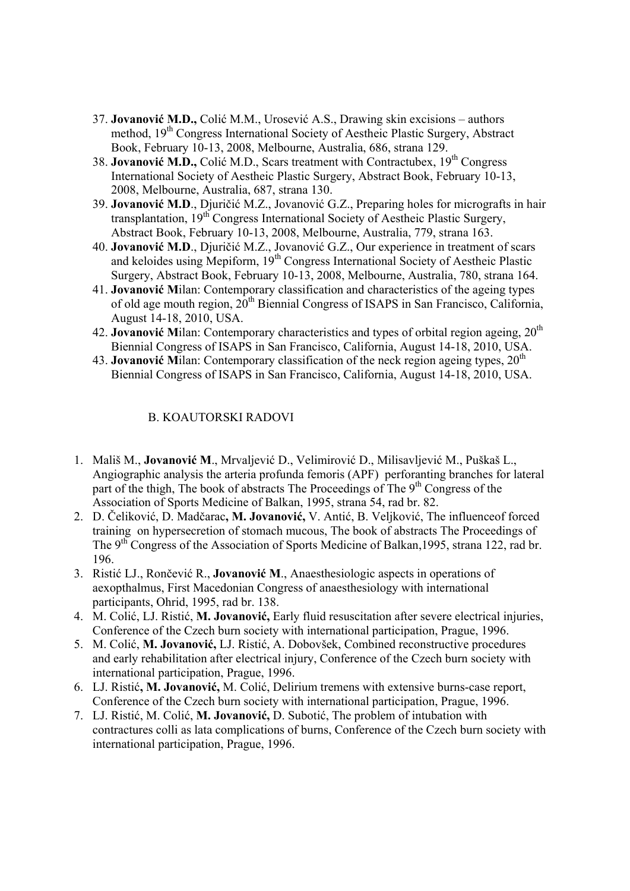37. **Jovanović M.D.,** Colić M.M., Urosević A.S., Drawing skin excisions – authors method, 19th Congress International Society of Aestheic Plastic Surgery, Abstract Book, February 10-13, 2008, Melbourne, Australia, 686, strana 129.
38. **Jovanović M.D.,** Colić M.D., Scars treatment with Contractubex, 19th Congress International Society of Aestheic Plastic Surgery, Abstract Book, February 10-13, 2008, Melbourne, Australia, 687, strana 130.
39. **Jovanović M.D**., Djuričić M.Z., Jovanović G.Z., Preparing holes for micrografts in hair transplantation, 19th Congress International Society of Aestheic Plastic Surgery, Abstract Book, February 10-13, 2008, Melbourne, Australia, 779, strana 163.
40. **Jovanović M.D**., Djuričić M.Z., Jovanović G.Z., Our experience in treatment of scars and keloides using Mepiform, 19th Congress International Society of Aestheic Plastic Surgery, Abstract Book, February 10-13, 2008, Melbourne, Australia, 780, strana 164.
41. **Jovanović M**ilan: Contemporary classification and characteristics of the ageing types of old age mouth region, 20th Biennial Congress of ISAPS in San Francisco, California, August 14-18, 2010, USA.
42. **Jovanović M**ilan: Contemporary characteristics and types of orbital region ageing, 20th Biennial Congress of ISAPS in San Francisco, California, August 14-18, 2010, USA.
43. **Jovanović M**ilan: Contemporary classification of the neck region ageing types, 20th Biennial Congress of ISAPS in San Francisco, California, August 14-18, 2010, USA.

## B. KOAUTORSKI RADOVI

1. Mališ M., **Jovanović M**., Mrvaljević D., Velimirović D., Milisavljević M., Puškaš L., Angiographic analysis the arteria profunda femoris (APF) perforanting branches for lateral part of the thigh, The book of abstracts The Proceedings of The 9th Congress of the Association of Sports Medicine of Balkan, 1995, strana 54, rad br. 82.
2. D. Čeliković, D. Madčarac**, M. Jovanović,** V. Antić, B. Veljković, The influenceof forced training on hypersecretion of stomach mucous, The book of abstracts The Proceedings of The 9th Congress of the Association of Sports Medicine of Balkan,1995, strana 122, rad br. 196.
3. Ristić LJ., Rončević R., **Jovanović M**., Anaesthesiologic aspects in operations of aexopthalmus, First Macedonian Congress of anaesthesiology with international participants, Ohrid, 1995, rad br. 138.
4. M. Colić, LJ. Ristić, **M. Jovanović,** Early fluid resuscitation after severe electrical injuries, Conference of the Czech burn society with international participation, Prague, 1996.
5. M. Colić, **M. Jovanović,** LJ. Ristić, A. Dobovšek, Combined reconstructive procedures and early rehabilitation after electrical injury, Conference of the Czech burn society with international participation, Prague, 1996.
6. LJ. Ristić**, M. Jovanović,** M. Colić, Delirium tremens with extensive burns-case report, Conference of the Czech burn society with international participation, Prague, 1996.
7. LJ. Ristić, M. Colić, **M. Jovanović,** D. Subotić, The problem of intubation with contractures colli as lata complications of burns, Conference of the Czech burn society with international participation, Prague, 1996.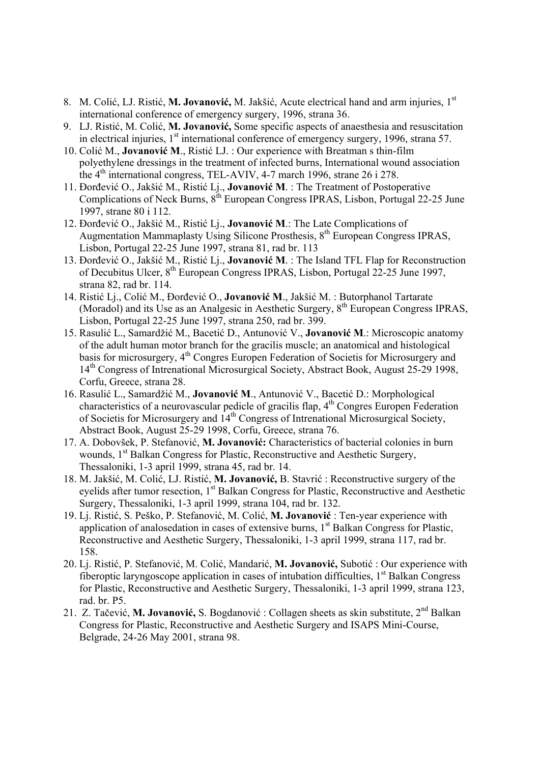8. M. Colić, LJ. Ristić, **M. Jovanović,** M. Jakšić, Acute electrical hand and arm injuries, 1[st] international conference of emergency surgery, 1996, strana 36.
9. LJ. Ristić, M. Colić, **M. Jovanović,** Some specific aspects of anaesthesia and resuscitation in electrical injuries, 1[st] international conference of emergency surgery, 1996, strana 57.
10. Colić M., **Jovanović M**., Ristić LJ. : Our experience with Breatman s thin-film polyethylene dressings in the treatment of infected burns, International wound association the 4[th] international congress, TEL-AVIV, 4-7 march 1996, strane 26 i 278.
11. Đorđević O., Jakšić M., Ristić Lj., **Jovanović M**. : The Treatment of Postoperative Complications of Neck Burns, 8[th] European Congress IPRAS, Lisbon, Portugal 22-25 June 1997, strane 80 i 112.
12. Đorđević O., Jakšić M., Ristić Lj., **Jovanović M**.: The Late Complications of Augmentation Mammaplasty Using Silicone Prosthesis, 8[th] European Congress IPRAS, Lisbon, Portugal 22-25 June 1997, strana 81, rad br. 113
13. Đorđević O., Jakšić M., Ristić Lj., **Jovanović M**. : The Island TFL Flap for Reconstruction of Decubitus Ulcer, 8[th] European Congress IPRAS, Lisbon, Portugal 22-25 June 1997, strana 82, rad br. 114.
14. Ristić Lj., Colić M., Đorđević O., **Jovanović M**., Jakšić M. : Butorphanol Tartarate (Moradol) and its Use as an Analgesic in Aesthetic Surgery, 8[th] European Congress IPRAS, Lisbon, Portugal 22-25 June 1997, strana 250, rad br. 399.
15. Rasulić L., Samardžić M., Bacetić D., Antunović V., **Jovanović M**.: Microscopic anatomy of the adult human motor branch for the gracilis muscle; an anatomical and histological basis for microsurgery, 4[th] Congres Europen Federation of Societis for Microsurgery and 14[th] Congress of Intrenational Microsurgical Society, Abstract Book, August 25-29 1998, Corfu, Greece, strana 28.
16. Rasulić L., Samardžić M., **Jovanović M**., Antunović V., Bacetić D.: Morphological characteristics of a neurovascular pedicle of gracilis flap, 4[th] Congres Europen Federation of Societis for Microsurgery and 14[th] Congress of Intrenational Microsurgical Society, Abstract Book, August 25-29 1998, Corfu, Greece, strana 76.
17. A. Dobovšek, P. Stefanović, **M. Jovanović:** Characteristics of bacterial colonies in burn wounds, 1[st] Balkan Congress for Plastic, Reconstructive and Aesthetic Surgery, Thessaloniki, 1-3 april 1999, strana 45, rad br. 14.
18. M. Jakšić, M. Colić, LJ. Ristić, **M. Jovanović,** B. Stavrić : Reconstructive surgery of the eyelids after tumor resection, 1[st] Balkan Congress for Plastic, Reconstructive and Aesthetic Surgery, Thessaloniki, 1-3 april 1999, strana 104, rad br. 132.
19. Lj. Ristić, S. Peško, P. Stefanović, M. Colić, **M. Jovanović** : Ten-year experience with application of analosedation in cases of extensive burns, 1[st] Balkan Congress for Plastic, Reconstructive and Aesthetic Surgery, Thessaloniki, 1-3 april 1999, strana 117, rad br. 158.
20. Lj. Ristić, P. Stefanović, M. Colić, Mandarić, **M. Jovanović,** Subotić : Our experience with fiberoptic laryngoscope application in cases of intubation difficulties, 1[st] Balkan Congress for Plastic, Reconstructive and Aesthetic Surgery, Thessaloniki, 1-3 april 1999, strana 123, rad. br. P5.
21. Z. Tačević, **M. Jovanović,** S. Bogdanović : Collagen sheets as skin substitute, 2[nd] Balkan Congress for Plastic, Reconstructive and Aesthetic Surgery and ISAPS Mini-Course, Belgrade, 24-26 May 2001, strana 98.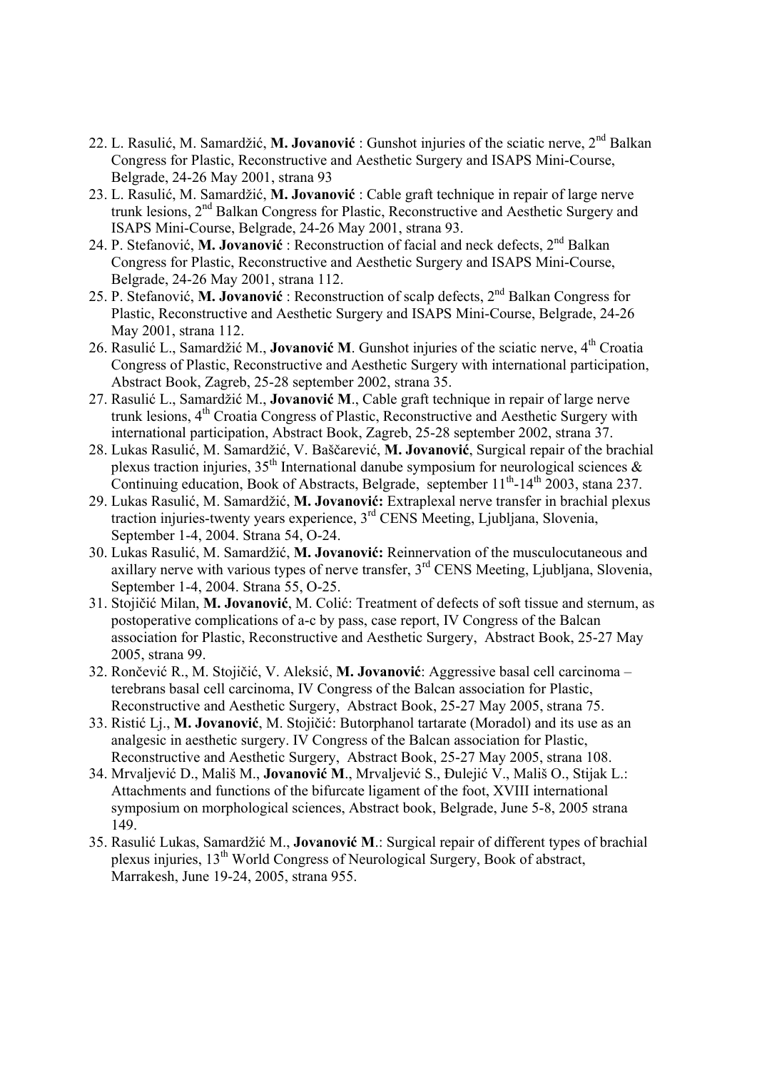22. L. Rasulić, M. Samardžić, **M. Jovanović** : Gunshot injuries of the sciatic nerve, 2nd Balkan Congress for Plastic, Reconstructive and Aesthetic Surgery and ISAPS Mini-Course, Belgrade, 24-26 May 2001, strana 93
23. L. Rasulić, M. Samardžić, **M. Jovanović** : Cable graft technique in repair of large nerve trunk lesions, 2nd Balkan Congress for Plastic, Reconstructive and Aesthetic Surgery and ISAPS Mini-Course, Belgrade, 24-26 May 2001, strana 93.
24. P. Stefanović, **M. Jovanović** : Reconstruction of facial and neck defects, 2nd Balkan Congress for Plastic, Reconstructive and Aesthetic Surgery and ISAPS Mini-Course, Belgrade, 24-26 May 2001, strana 112.
25. P. Stefanović, **M. Jovanović** : Reconstruction of scalp defects, 2nd Balkan Congress for Plastic, Reconstructive and Aesthetic Surgery and ISAPS Mini-Course, Belgrade, 24-26 May 2001, strana 112.
26. Rasulić L., Samardžić M., **Jovanović M**. Gunshot injuries of the sciatic nerve, 4th Croatia Congress of Plastic, Reconstructive and Aesthetic Surgery with international participation, Abstract Book, Zagreb, 25-28 september 2002, strana 35.
27. Rasulić L., Samardžić M., **Jovanović M**., Cable graft technique in repair of large nerve trunk lesions, 4th Croatia Congress of Plastic, Reconstructive and Aesthetic Surgery with international participation, Abstract Book, Zagreb, 25-28 september 2002, strana 37.
28. Lukas Rasulić, M. Samardžić, V. Baščarević, **M. Jovanović**, Surgical repair of the brachial plexus traction injuries, 35th International danube symposium for neurological sciences & Continuing education, Book of Abstracts, Belgrade, september 11th-14th 2003, stana 237.
29. Lukas Rasulić, M. Samardžić, **M. Jovanović:** Extraplexal nerve transfer in brachial plexus traction injuries-twenty years experience, 3rd CENS Meeting, Ljubljana, Slovenia, September 1-4, 2004. Strana 54, O-24.
30. Lukas Rasulić, M. Samardžić, **M. Jovanović:** Reinnervation of the musculocutaneous and axillary nerve with various types of nerve transfer, 3rd CENS Meeting, Ljubljana, Slovenia, September 1-4, 2004. Strana 55, O-25.
31. Stojičić Milan, **M. Jovanović**, M. Colić: Treatment of defects of soft tissue and sternum, as postoperative complications of a-c by pass, case report, IV Congress of the Balcan association for Plastic, Reconstructive and Aesthetic Surgery, Abstract Book, 25-27 May 2005, strana 99.
32. Rončević R., M. Stojičić, V. Aleksić, **M. Jovanović**: Aggressive basal cell carcinoma – terebrans basal cell carcinoma, IV Congress of the Balcan association for Plastic, Reconstructive and Aesthetic Surgery, Abstract Book, 25-27 May 2005, strana 75.
33. Ristić Lj., **M. Jovanović**, M. Stojičić: Butorphanol tartarate (Moradol) and its use as an analgesic in aesthetic surgery. IV Congress of the Balcan association for Plastic, Reconstructive and Aesthetic Surgery, Abstract Book, 25-27 May 2005, strana 108.
34. Mrvaljević D., Mališ M., **Jovanović M**., Mrvaljević S., Đulejić V., Mališ O., Stijak L.: Attachments and functions of the bifurcate ligament of the foot, XVIII international symposium on morphological sciences, Abstract book, Belgrade, June 5-8, 2005 strana 149.
35. Rasulić Lukas, Samardžić M., **Jovanović M**.: Surgical repair of different types of brachial plexus injuries, 13th World Congress of Neurological Surgery, Book of abstract, Marrakesh, June 19-24, 2005, strana 955.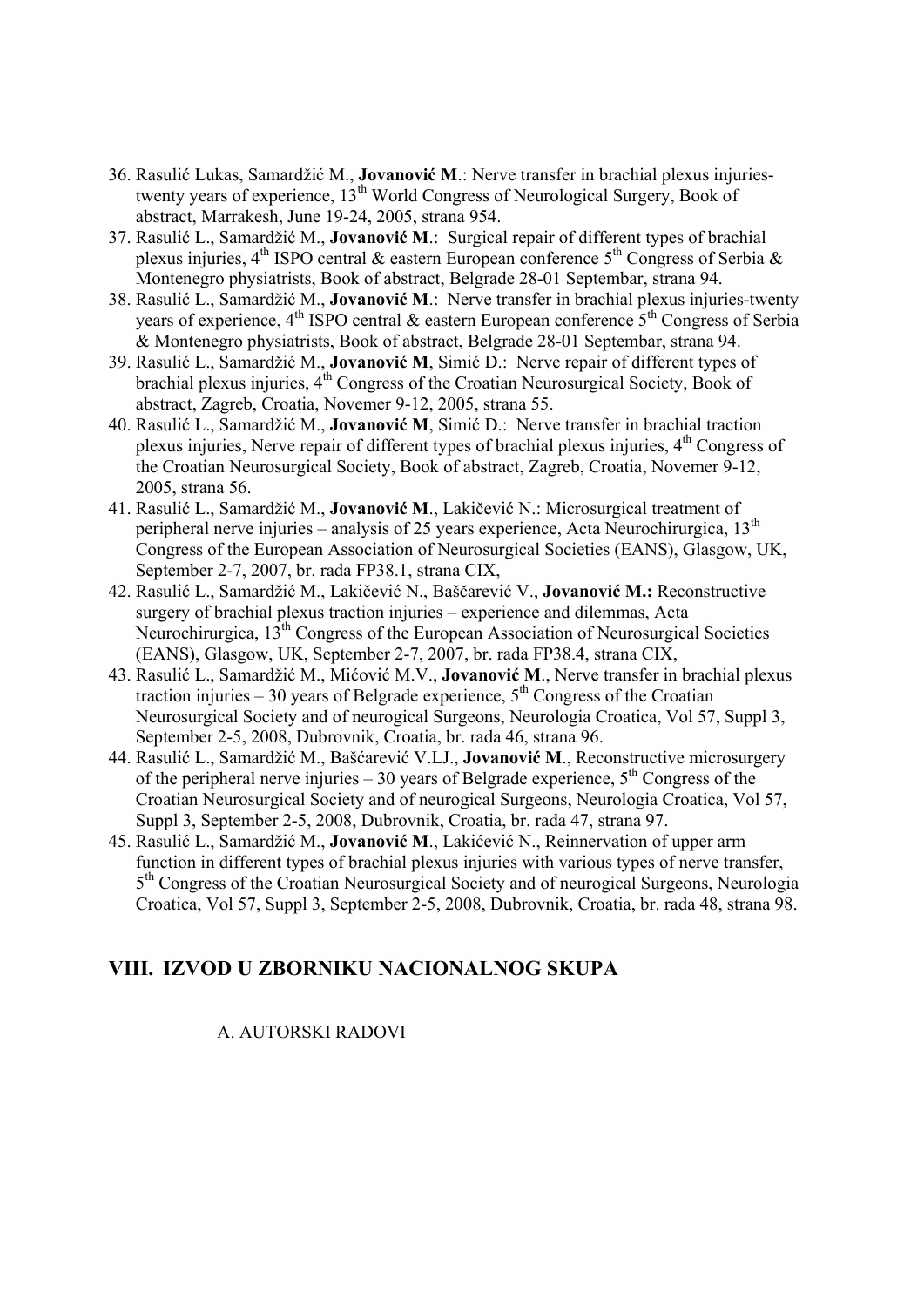36. Rasulić Lukas, Samardžić M., **Jovanović M**.: Nerve transfer in brachial plexus injuries-twenty years of experience, 13th World Congress of Neurological Surgery, Book of abstract, Marrakesh, June 19-24, 2005, strana 954.
37. Rasulić L., Samardžić M., **Jovanović M**.: Surgical repair of different types of brachial plexus injuries, 4th ISPO central & eastern European conference 5th Congress of Serbia & Montenegro physiatrists, Book of abstract, Belgrade 28-01 Septembar, strana 94.
38. Rasulić L., Samardžić M., **Jovanović M**.: Nerve transfer in brachial plexus injuries-twenty years of experience, 4th ISPO central & eastern European conference 5th Congress of Serbia & Montenegro physiatrists, Book of abstract, Belgrade 28-01 Septembar, strana 94.
39. Rasulić L., Samardžić M., **Jovanović M**, Simić D.: Nerve repair of different types of brachial plexus injuries, 4th Congress of the Croatian Neurosurgical Society, Book of abstract, Zagreb, Croatia, Novemer 9-12, 2005, strana 55.
40. Rasulić L., Samardžić M., **Jovanović M**, Simić D.: Nerve transfer in brachial traction plexus injuries, Nerve repair of different types of brachial plexus injuries, 4th Congress of the Croatian Neurosurgical Society, Book of abstract, Zagreb, Croatia, Novemer 9-12, 2005, strana 56.
41. Rasulić L., Samardžić M., **Jovanović M**., Lakičević N.: Microsurgical treatment of peripheral nerve injuries – analysis of 25 years experience, Acta Neurochirurgica, 13th Congress of the European Association of Neurosurgical Societies (EANS), Glasgow, UK, September 2-7, 2007, br. rada FP38.1, strana CIX,
42. Rasulić L., Samardžić M., Lakičević N., Baščarević V., **Jovanović M.:** Reconstructive surgery of brachial plexus traction injuries – experience and dilemmas, Acta Neurochirurgica, 13th Congress of the European Association of Neurosurgical Societies (EANS), Glasgow, UK, September 2-7, 2007, br. rada FP38.4, strana CIX,
43. Rasulić L., Samardžić M., Mićović M.V., **Jovanović M**., Nerve transfer in brachial plexus traction injuries – 30 years of Belgrade experience, 5th Congress of the Croatian Neurosurgical Society and of neurogical Surgeons, Neurologia Croatica, Vol 57, Suppl 3, September 2-5, 2008, Dubrovnik, Croatia, br. rada 46, strana 96.
44. Rasulić L., Samardžić M., Bašćarević V.LJ., **Jovanović M**., Reconstructive microsurgery of the peripheral nerve injuries – 30 years of Belgrade experience, 5th Congress of the Croatian Neurosurgical Society and of neurogical Surgeons, Neurologia Croatica, Vol 57, Suppl 3, September 2-5, 2008, Dubrovnik, Croatia, br. rada 47, strana 97.
45. Rasulić L., Samardžić M., **Jovanović M**., Lakićević N., Reinnervation of upper arm function in different types of brachial plexus injuries with various types of nerve transfer, 5th Congress of the Croatian Neurosurgical Society and of neurogical Surgeons, Neurologia Croatica, Vol 57, Suppl 3, September 2-5, 2008, Dubrovnik, Croatia, br. rada 48, strana 98.

## VIII. IZVOD U ZBORNIKU NACIONALNOG SKUPA

A. AUTORSKI RADOVI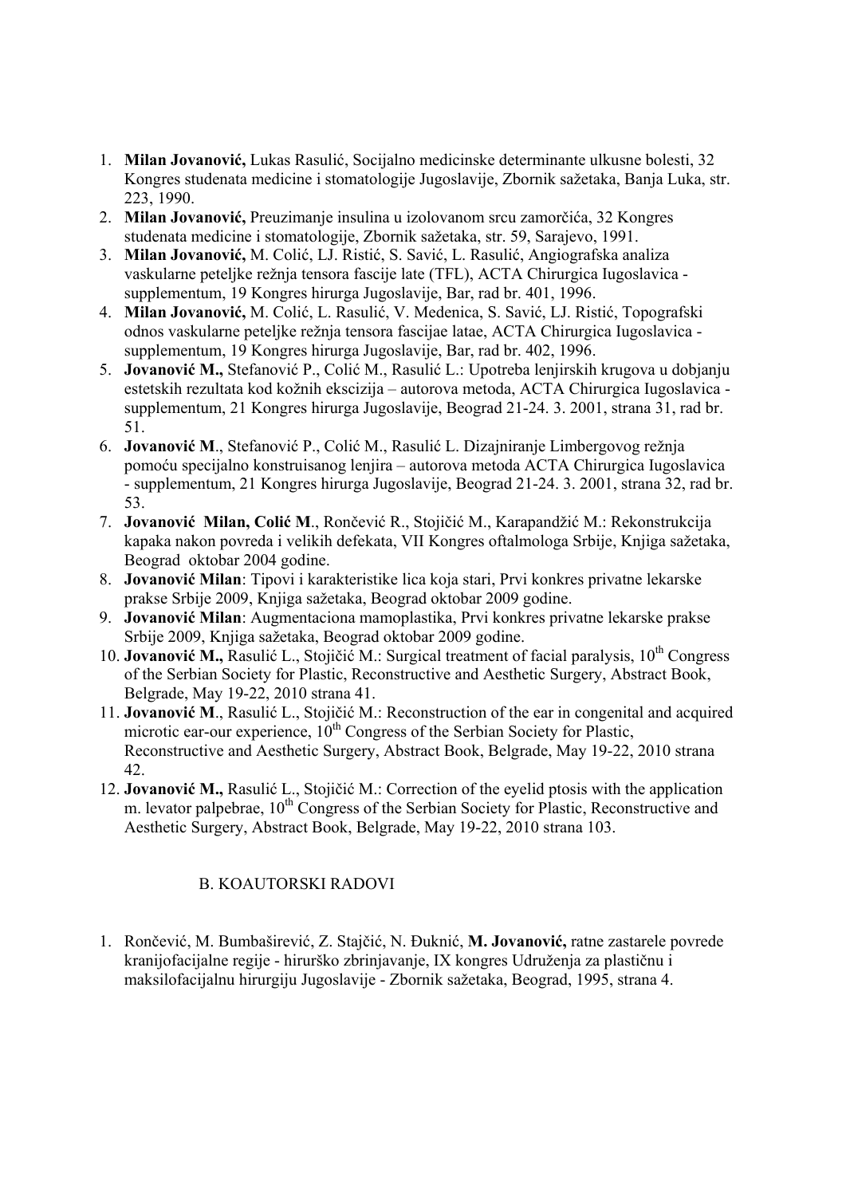1. **Milan Jovanović,** Lukas Rasulić, Socijalno medicinske determinante ulkusne bolesti, 32 Kongres studenata medicine i stomatologije Jugoslavije, Zbornik sažetaka, Banja Luka, str. 223, 1990.
2. **Milan Jovanović,** Preuzimanje insulina u izolovanom srcu zamorčića, 32 Kongres studenata medicine i stomatologije, Zbornik sažetaka, str. 59, Sarajevo, 1991.
3. **Milan Jovanović,** M. Colić, LJ. Ristić, S. Savić, L. Rasulić, Angiografska analiza vaskularne peteljke režnja tensora fascije late (TFL), ACTA Chirurgica Iugoslavica - supplementum, 19 Kongres hirurga Jugoslavije, Bar, rad br. 401, 1996.
4. **Milan Jovanović,** M. Colić, L. Rasulić, V. Medenica, S. Savić, LJ. Ristić, Topografski odnos vaskularne peteljke režnja tensora fascijae latae, ACTA Chirurgica Iugoslavica - supplementum, 19 Kongres hirurga Jugoslavije, Bar, rad br. 402, 1996.
5. **Jovanović M.,** Stefanović P., Colić M., Rasulić L.: Upotreba lenjirskih krugova u dobjanju estetskih rezultata kod kožnih ekscizija – autorova metoda, ACTA Chirurgica Iugoslavica - supplementum, 21 Kongres hirurga Jugoslavije, Beograd 21-24. 3. 2001, strana 31, rad br. 51.
6. **Jovanović M**., Stefanović P., Colić M., Rasulić L. Dizajniranje Limbergovog režnja pomoću specijalno konstruisanog lenjira – autorova metoda ACTA Chirurgica Iugoslavica - supplementum, 21 Kongres hirurga Jugoslavije, Beograd 21-24. 3. 2001, strana 32, rad br. 53.
7. **Jovanović Milan, Colić M**., Rončević R., Stojičić M., Karapandžić M.: Rekonstrukcija kapaka nakon povreda i velikih defekata, VII Kongres oftalmologa Srbije, Knjiga sažetaka, Beograd oktobar 2004 godine.
8. **Jovanović Milan**: Tipovi i karakteristike lica koja stari, Prvi konkres privatne lekarske prakse Srbije 2009, Knjiga sažetaka, Beograd oktobar 2009 godine.
9. **Jovanović Milan**: Augmentaciona mamoplastika, Prvi konkres privatne lekarske prakse Srbije 2009, Knjiga sažetaka, Beograd oktobar 2009 godine.
10. **Jovanović M.,** Rasulić L., Stojičić M.: Surgical treatment of facial paralysis, 10th Congress of the Serbian Society for Plastic, Reconstructive and Aesthetic Surgery, Abstract Book, Belgrade, May 19-22, 2010 strana 41.
11. **Jovanović M**., Rasulić L., Stojičić M.: Reconstruction of the ear in congenital and acquired microtic ear-our experience, 10th Congress of the Serbian Society for Plastic, Reconstructive and Aesthetic Surgery, Abstract Book, Belgrade, May 19-22, 2010 strana 42.
12. **Jovanović M.,** Rasulić L., Stojičić M.: Correction of the eyelid ptosis with the application m. levator palpebrae, 10th Congress of the Serbian Society for Plastic, Reconstructive and Aesthetic Surgery, Abstract Book, Belgrade, May 19-22, 2010 strana 103.

## B. KOAUTORSKI RADOVI

1. Rončević, M. Bumbaširević, Z. Stajčić, N. Đuknić, **M. Jovanović,** ratne zastarele povrede kranijofacijalne regije - hirurško zbrinjavanje, IX kongres Udruženja za plastičnu i maksilofacijalnu hirurgiju Jugoslavije - Zbornik sažetaka, Beograd, 1995, strana 4.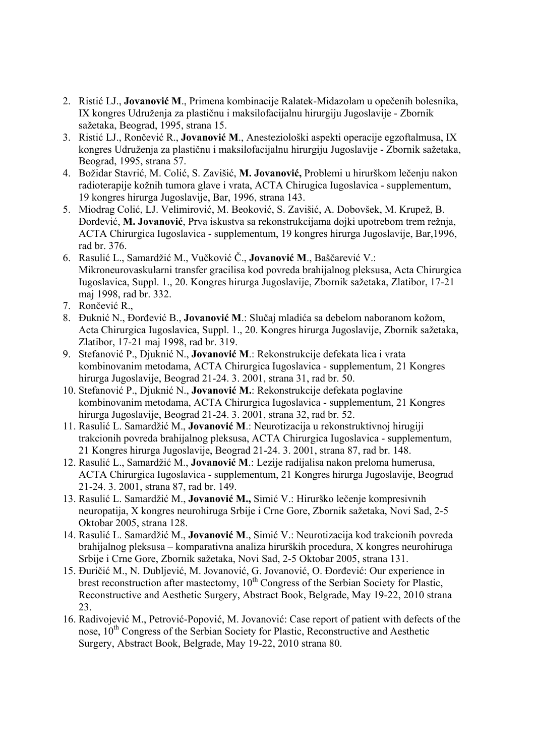2. Ristić LJ., **Jovanović M**., Primena kombinacije Ralatek-Midazolam u opečenih bolesnika, IX kongres Udruženja za plastičnu i maksilofacijalnu hirurgiju Jugoslavije - Zbornik sažetaka, Beograd, 1995, strana 15.
3. Ristić LJ., Rončević R., **Jovanović M**., Anesteziološki aspekti operacije egzoftalmusa, IX kongres Udruženja za plastičnu i maksilofacijalnu hirurgiju Jugoslavije - Zbornik sažetaka, Beograd, 1995, strana 57.
4. Božidar Stavrić, M. Colić, S. Zavišić, **M. Jovanović,** Problemi u hirurškom lečenju nakon radioterapije kožnih tumora glave i vrata, ACTA Chirugica Iugoslavica - supplementum, 19 kongres hirurga Jugoslavije, Bar, 1996, strana 143.
5. Miodrag Colić, LJ. Velimirović, M. Beoković, S. Zavišić, A. Dobovšek, M. Krupež, B. Đorđević, **M. Jovanović**, Prva iskustva sa rekonstrukcijama dojki upotrebom trem režnja, ACTA Chirurgica Iugoslavica - supplementum, 19 kongres hirurga Jugoslavije, Bar,1996, rad br. 376.
6. Rasulić L., Samardžić M., Vučković Č., **Jovanović M**., Baščarević V.: Mikroneurovaskularni transfer gracilisa kod povreda brahijalnog pleksusa, Acta Chirurgica Iugoslavica, Suppl. 1., 20. Kongres hirurga Jugoslavije, Zbornik sažetaka, Zlatibor, 17-21 maj 1998, rad br. 332.
7. Rončević R.,
8. Đuknić N., Đorđević B., **Jovanović M**.: Slučaj mladića sa debelom naboranom kožom, Acta Chirurgica Iugoslavica, Suppl. 1., 20. Kongres hirurga Jugoslavije, Zbornik sažetaka, Zlatibor, 17-21 maj 1998, rad br. 319.
9. Stefanović P., Djuknić N., **Jovanović M**.: Rekonstrukcije defekata lica i vrata kombinovanim metodama, ACTA Chirurgica Iugoslavica - supplementum, 21 Kongres hirurga Jugoslavije, Beograd 21-24. 3. 2001, strana 31, rad br. 50.
10. Stefanović P., Djuknić N., **Jovanović M.**: Rekonstrukcije defekata poglavine kombinovanim metodama, ACTA Chirurgica Iugoslavica - supplementum, 21 Kongres hirurga Jugoslavije, Beograd 21-24. 3. 2001, strana 32, rad br. 52.
11. Rasulić L. Samardžić M., **Jovanović M**.: Neurotizacija u rekonstruktivnoj hirugiji trakcionih povreda brahijalnog pleksusa, ACTA Chirurgica Iugoslavica - supplementum, 21 Kongres hirurga Jugoslavije, Beograd 21-24. 3. 2001, strana 87, rad br. 148.
12. Rasulić L., Samardžić M., **Jovanović M**.: Lezije radijalisa nakon preloma humerusa, ACTA Chirurgica Iugoslavica - supplementum, 21 Kongres hirurga Jugoslavije, Beograd 21-24. 3. 2001, strana 87, rad br. 149.
13. Rasulić L. Samardžić M., **Jovanović M.,** Simić V.: Hirurško lečenje kompresivnih neuropatija, X kongres neurohiruga Srbije i Crne Gore, Zbornik sažetaka, Novi Sad, 2-5 Oktobar 2005, strana 128.
14. Rasulić L. Samardžić M., **Jovanović M**., Simić V.: Neurotizacija kod trakcionih povreda brahijalnog pleksusa – komparativna analiza hirurških procedura, X kongres neurohiruga Srbije i Crne Gore, Zbornik sažetaka, Novi Sad, 2-5 Oktobar 2005, strana 131.
15. Đuričić M., N. Dubljević, M. Jovanović, G. Jovanović, O. Đorđević: Our experience in brest reconstruction after mastectomy, 10th Congress of the Serbian Society for Plastic, Reconstructive and Aesthetic Surgery, Abstract Book, Belgrade, May 19-22, 2010 strana 23.
16. Radivojević M., Petrović-Popović, M. Jovanović: Case report of patient with defects of the nose, 10th Congress of the Serbian Society for Plastic, Reconstructive and Aesthetic Surgery, Abstract Book, Belgrade, May 19-22, 2010 strana 80.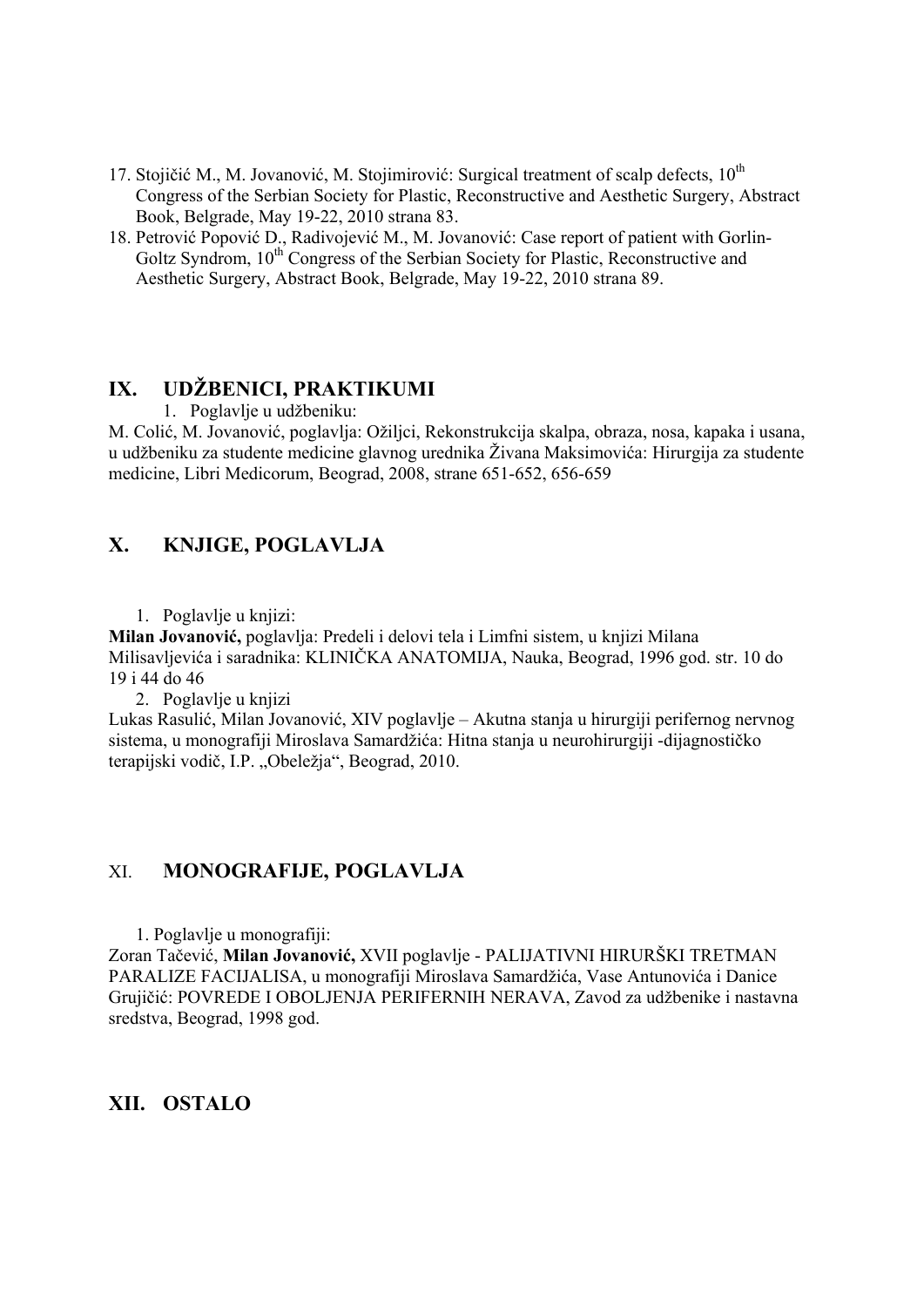17. Stojičić M., M. Jovanović, M. Stojimirović: Surgical treatment of scalp defects, $10^{th}$ Congress of the Serbian Society for Plastic, Reconstructive and Aesthetic Surgery, Abstract Book, Belgrade, May 19-22, 2010 strana 83.
18. Petrović Popović D., Radivojević M., M. Jovanović: Case report of patient with Gorlin-Goltz Syndrom, $10^{th}$ Congress of the Serbian Society for Plastic, Reconstructive and Aesthetic Surgery, Abstract Book, Belgrade, May 19-22, 2010 strana 89.

## IX. UDŽBENICI, PRAKTIKUMI

1. Poglavlje u udžbeniku:

M. Colić, M. Jovanović, poglavlja: Ožiljci, Rekonstrukcija skalpa, obraza, nosa, kapaka i usana, u udžbeniku za studente medicine glavnog urednika Živana Maksimovića: Hirurgija za studente medicine, Libri Medicorum, Beograd, 2008, strane 651-652, 656-659

## X. KNJIGE, POGLAVLJA

1. Poglavlje u knjizi:

**Milan Jovanović,** poglavlja: Predeli i delovi tela i Limfni sistem, u knjizi Milana Milisavljevića i saradnika: KLINIČKA ANATOMIJA, Nauka, Beograd, 1996 god. str. 10 do 19 i 44 do 46

2. Poglavlje u knjizi

Lukas Rasulić, Milan Jovanović, XIV poglavlje – Akutna stanja u hirurgiji perifernog nervnog sistema, u monografiji Miroslava Samardžića: Hitna stanja u neurohirurgiji -dijagnostičko terapijski vodič, I.P. „Obeležja“, Beograd, 2010.

## XI. MONOGRAFIJE, POGLAVLJA

1. Poglavlje u monografiji:

Zoran Tačević, **Milan Jovanović,** XVII poglavlje - PALIJATIVNI HIRURŠKI TRETMAN PARALIZE FACIJALISA, u monografiji Miroslava Samardžića, Vase Antunovića i Danice Grujičić: POVREDE I OBOLJENJA PERIFERNIH NERAVA, Zavod za udžbenike i nastavna sredstva, Beograd, 1998 god.

## XII. OSTALO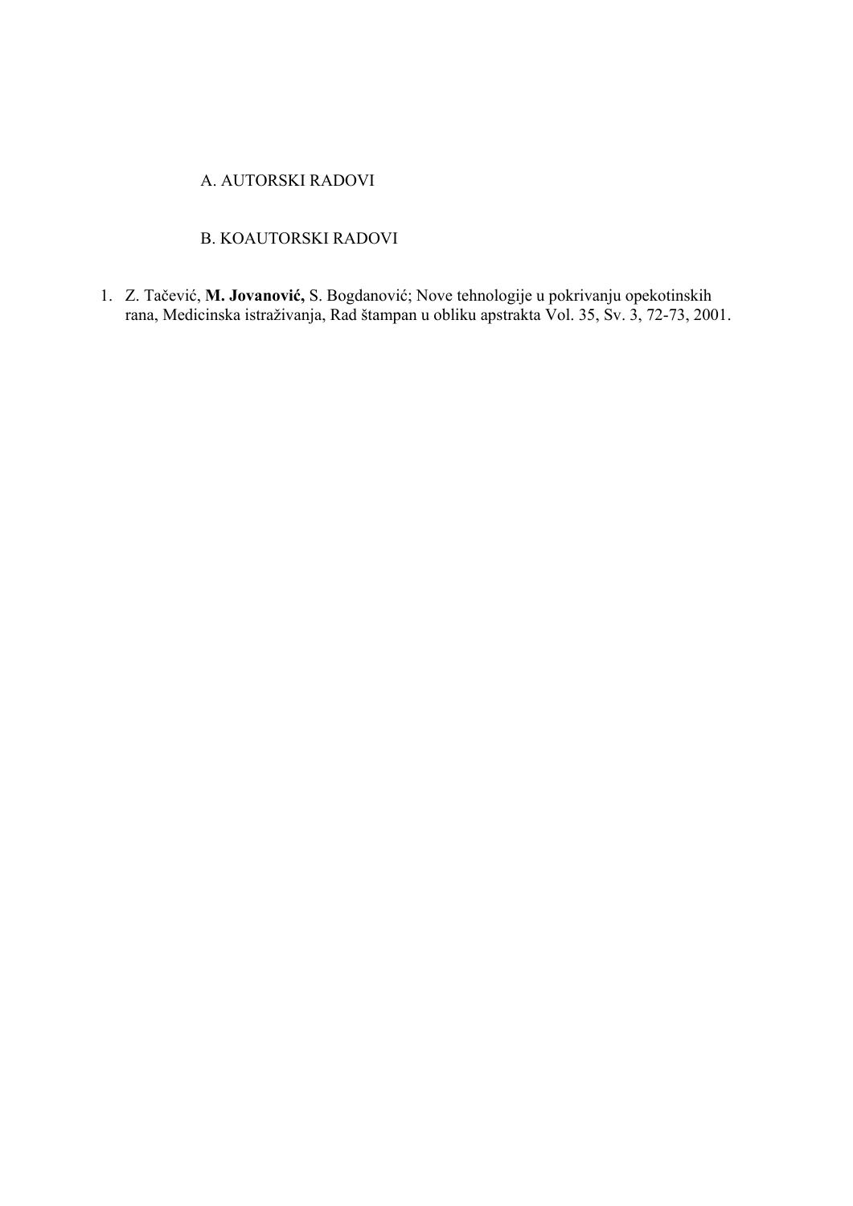### A. AUTORSKI RADOVI

### B. KOAUTORSKI RADOVI

1. Z. Tačević, **M. Jovanović,** S. Bogdanović; Nove tehnologije u pokrivanju opekotinskih rana, Medicinska istraživanja, Rad štampan u obliku apstrakta Vol. 35, Sv. 3, 72-73, 2001.